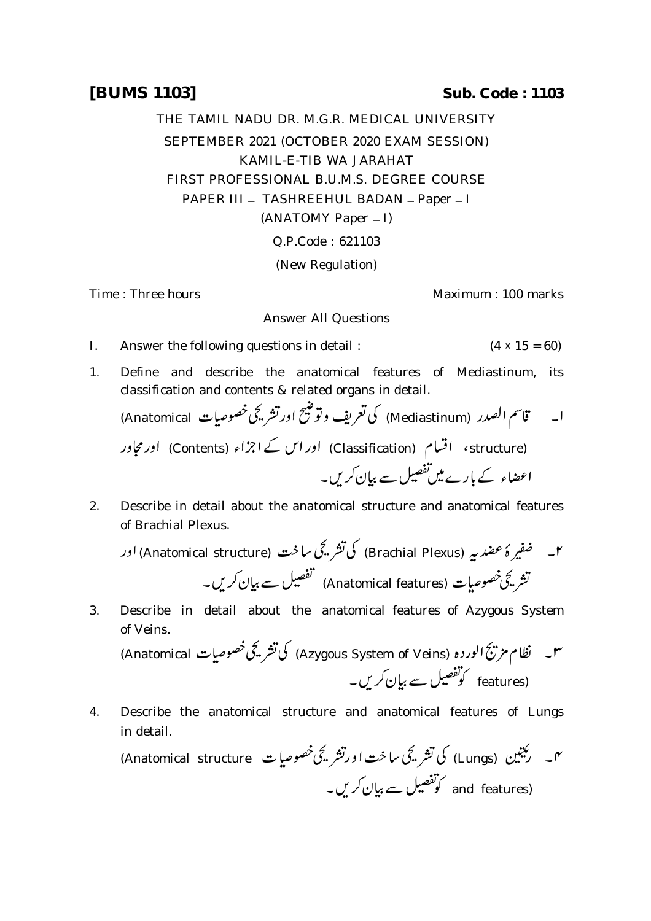**[BUMS 1103]** **Sub. Code : 1103**

THE TAMIL NADU DR. M.G.R. MEDICAL UNIVERSITY

SEPTEMBER 2021 (OCTOBER 2020 EXAM SESSION)

KAMIL-E-TIB WA JARAHAT

FIRST PROFESSIONAL B.U.M.S. DEGREE COURSE

PAPER III – TASHREEHUL BADAN – Paper – I

(ANATOMY Paper – I)

Q.P.Code : 621103

(New Regulation)

Time : Three hours Maximum : 100 marks

Answer All Questions

I. Answer the following questions in detail : (4 × 15 = 60)

1. Define and describe the anatomical features of Mediastinum, its classification and contents & related organs in detail.

۱۔ قاسم الصدر (Mediastinum) کی تعریف و توضیح اور تشریحی خصوصیات (Anatomical structure)، اقسام (Classification) اور اس کے اجزاء (Contents) اور مجاور اعضاء کے بارے میں تفصیل سے بیان کریں۔

2. Describe in detail about the anatomical structure and anatomical features of Brachial Plexus.

۲۔ ضفیرۂ عضدیہ (Brachial Plexus) کی تشریحی ساخت (Anatomical structure) اور تشریحی خصوصیات (Anatomical features) تفصیل سے بیان کریں۔

3. Describe in detail about the anatomical features of Azygous System of Veins.

۳۔ نظام مزیج الوردہ (Azygous System of Veins) کی تشریحی خصوصیات (Anatomical features) کو تفصیل سے بیان کریں۔

4. Describe the anatomical structure and anatomical features of Lungs in detail.

۴۔ رئتین (Lungs) کی تشریحی ساخت اور تشریحی خصوصیات (Anatomical structure and features) کو تفصیل سے بیان کریں۔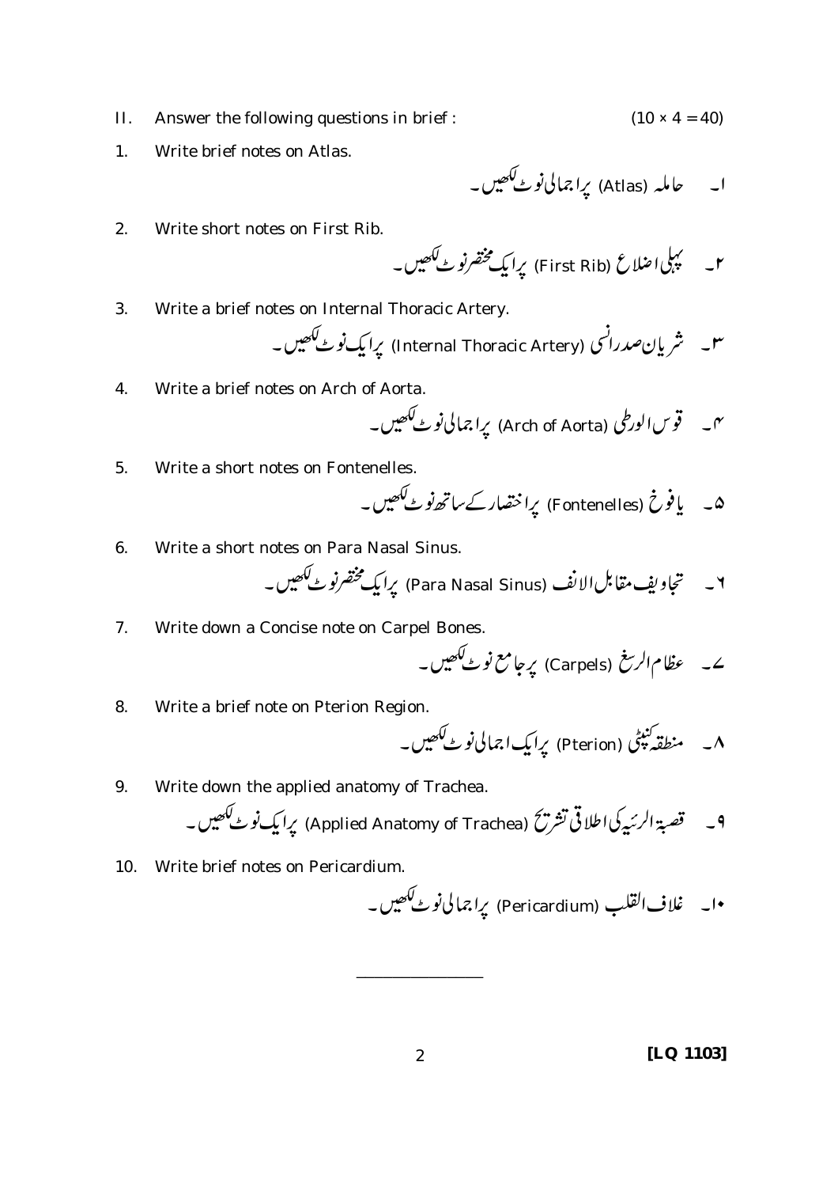II. Answer the following questions in brief : (10 × 4 = 40)

1. Write brief notes on Atlas.

۱۔ حاملہ (Atlas) پر اجمالی نوٹ لکھیں۔

2. Write short notes on First Rib.

۲۔ پہلی اضلاع (First Rib) پر ایک مختصر نوٹ لکھیں۔

3. Write a brief notes on Internal Thoracic Artery.

۳۔ شریان صدرانی (Internal Thoracic Artery) پر ایک نوٹ لکھیں۔

4. Write a brief notes on Arch of Aorta.

۴۔ قوس الورطی (Arch of Aorta) پر اجمالی نوٹ لکھیں۔

5. Write a short notes on Fontenelles.

۵۔ یافوخ (Fontenelles) پر اختصار کے ساتھ نوٹ لکھیں۔

6. Write a short notes on Para Nasal Sinus.

۶۔ تجاویف مقابل الانف (Para Nasal Sinus) پر ایک مختصر نوٹ لکھیں۔

7. Write down a Concise note on Carpel Bones.

۷۔ عظام الرسغ (Carpels) پر جامع نوٹ لکھیں۔

8. Write a brief note on Pterion Region.

۸۔ منطقہ کنپٹی (Pterion) پر ایک اجمالی نوٹ لکھیں۔

9. Write down the applied anatomy of Trachea.

۹۔ قصبۃ الرئیہ کی اطلاقی تشریح (Applied Anatomy of Trachea) پر ایک نوٹ لکھیں۔

10. Write brief notes on Pericardium.

۱۰۔ غلاف القلب (Pericardium) پر اجمالی نوٹ لکھیں۔

---

[LQ 1103]